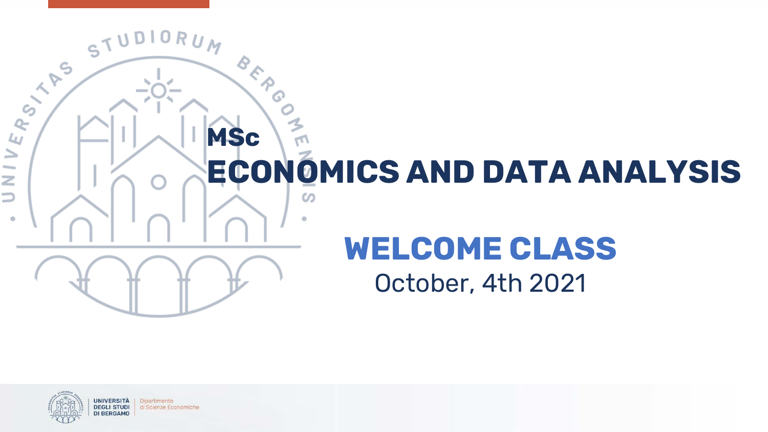# MSc ECONOMICS AND DATA ANALYSIS

## WELCOME CLASS

October, 4th 2021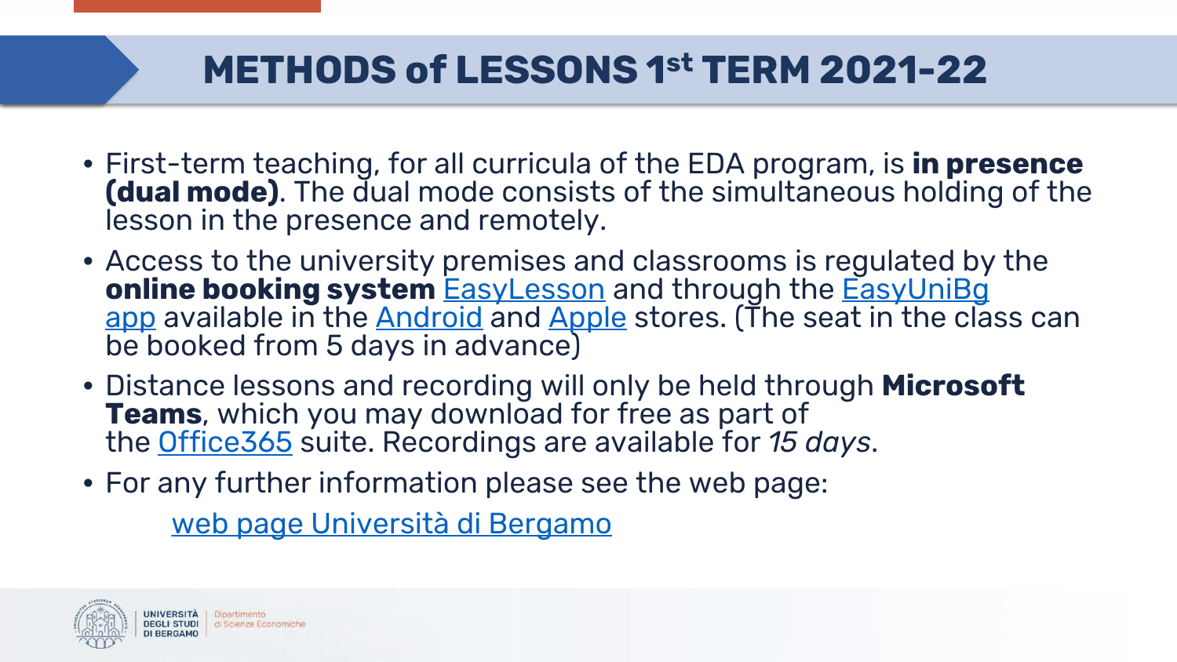# METHODS of LESSONS 1st TERM 2021-22

- First-term teaching, for all curricula of the EDA program, is **in presence (dual mode)**. The dual mode consists of the simultaneous holding of the lesson in the presence and remotely.
- Access to the university premises and classrooms is regulated by the **online booking system** EasyLesson and through the EasyUniBg app available in the Android and Apple stores. (The seat in the class can be booked from 5 days in advance)
- Distance lessons and recording will only be held through **Microsoft Teams**, which you may download for free as part of the Office365 suite. Recordings are available for *15 days*.
- For any further information please see the web page:

  web page Università di Bergamo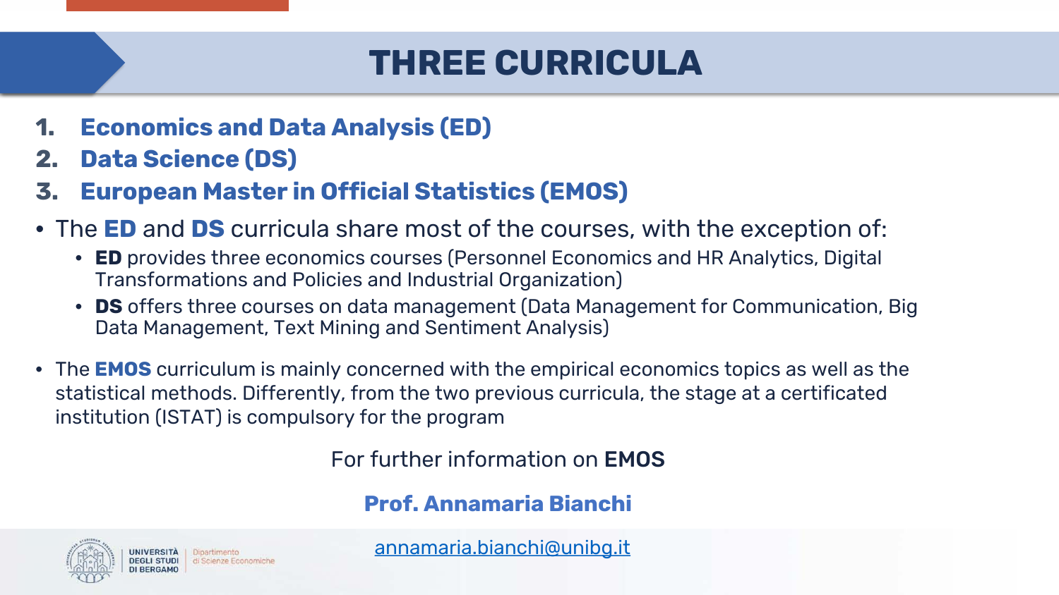# THREE CURRICULA

1. **Economics and Data Analysis (ED)**
2. **Data Science (DS)**
3. **European Master in Official Statistics (EMOS)**

- The **ED** and **DS** curricula share most of the courses, with the exception of:
  - **ED** provides three economics courses (Personnel Economics and HR Analytics, Digital Transformations and Policies and Industrial Organization)
  - **DS** offers three courses on data management (Data Management for Communication, Big Data Management, Text Mining and Sentiment Analysis)
- The **EMOS** curriculum is mainly concerned with the empirical economics topics as well as the statistical methods. Differently, from the two previous curricula, the stage at a certificated institution (ISTAT) is compulsory for the program

For further information on **EMOS**

**Prof. Annamaria Bianchi**

annamaria.bianchi@unibg.it

UNIVERSITÀ DEGLI STUDI DI BERGAMO | Dipartimento di Scienze Economiche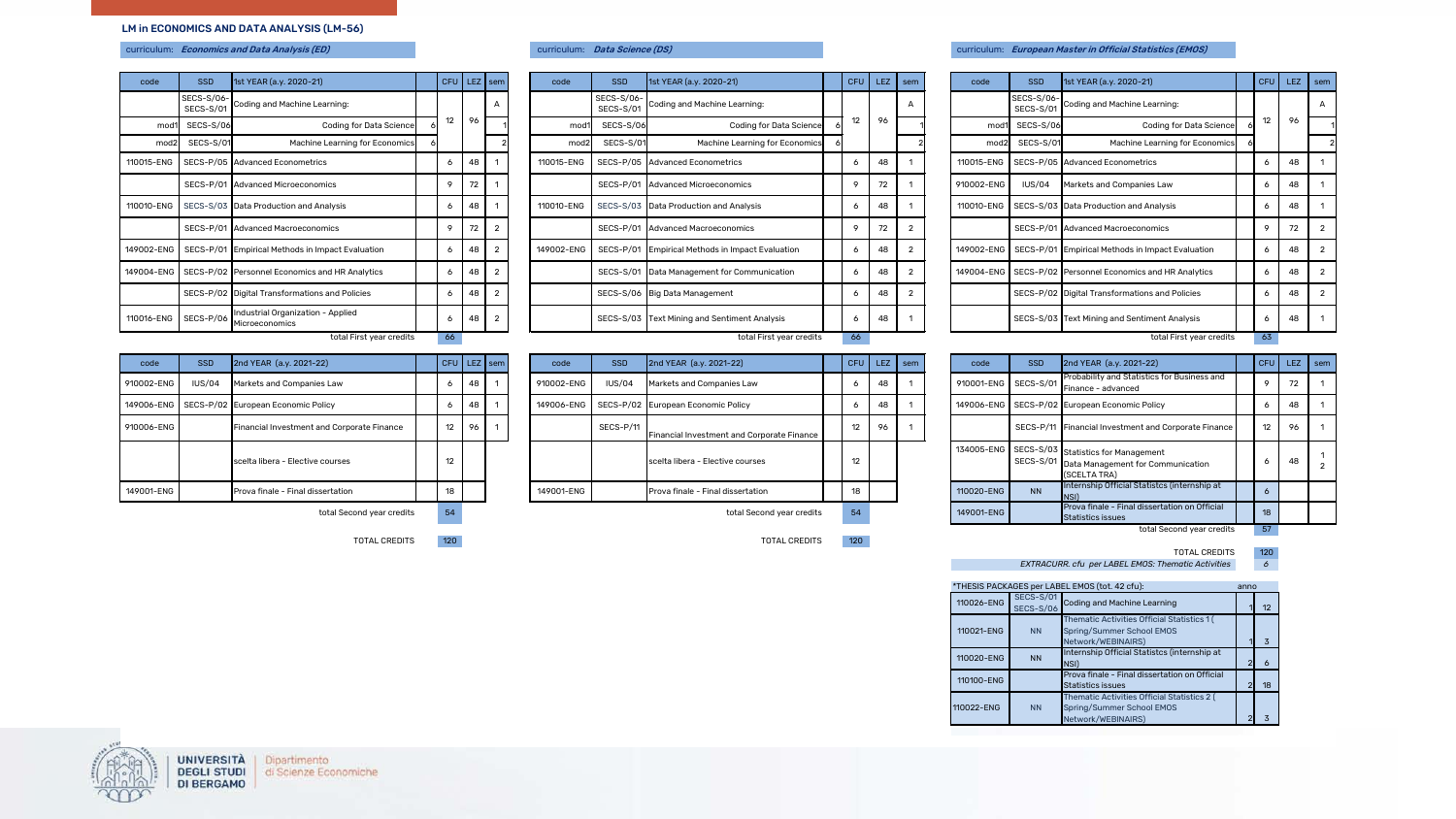## LM in ECONOMICS AND DATA ANALYSIS (LM-56)

### curriculum: *Economics and Data Analysis (ED)*

| code | SSD | 1st YEAR (a.y. 2020-21) | | CFU | LEZ | sem |
|---|---|---|---|---|---|---|
| | SECS-S/06-SECS-S/01 | Coding and Machine Learning: | | 12 | 96 | A |
| mod1 | SECS-S/06 | Coding for Data Science | 6 | | | 1 |
| mod2 | SECS-S/01 | Machine Learning for Economics | 6 | | | 2 |
| 110015-ENG | SECS-P/05 | Advanced Econometrics | | 6 | 48 | 1 |
| | SECS-P/01 | Advanced Microeconomics | | 9 | 72 | 1 |
| 110010-ENG | SECS-S/03 | Data Production and Analysis | | 6 | 48 | 1 |
| | SECS-P/01 | Advanced Macroeconomics | | 9 | 72 | 2 |
| 149002-ENG | SECS-P/01 | Empirical Methods in Impact Evaluation | | 6 | 48 | 2 |
| 149004-ENG | SECS-P/02 | Personnel Economics and HR Analytics | | 6 | 48 | 2 |
| | SECS-P/02 | Digital Transformations and Policies | | 6 | 48 | 2 |
| 110016-ENG | SECS-P/06 | Industrial Organization - Applied Microeconomics | | 6 | 48 | 2 |
| | | total First year credits | | 66 | | |

| code | SSD | 2nd YEAR (a.y. 2021-22) | CFU | LEZ | sem |
|---|---|---|---|---|---|
| 910002-ENG | IUS/04 | Markets and Companies Law | 6 | 48 | 1 |
| 149006-ENG | SECS-P/02 | European Economic Policy | 6 | 48 | 1 |
| 910006-ENG | | Financial Investment and Corporate Finance | 12 | 96 | 1 |
| | | scelta libera - Elective courses | 12 | | |
| 149001-ENG | | Prova finale - Final dissertation | 18 | | |
| | | total Second year credits | 54 | | |
| | | TOTAL CREDITS | 120 | | |

### curriculum: *Data Science (DS)*

| code | SSD | 1st YEAR (a.y. 2020-21) | | CFU | LEZ | sem |
|---|---|---|---|---|---|---|
| | SECS-S/06-SECS-S/01 | Coding and Machine Learning: | | 12 | 96 | A |
| mod1 | SECS-S/06 | Coding for Data Science | 6 | | | 1 |
| mod2 | SECS-S/01 | Machine Learning for Economics | 6 | | | 2 |
| 110015-ENG | SECS-P/05 | Advanced Econometrics | | 6 | 48 | 1 |
| | SECS-P/01 | Advanced Microeconomics | | 9 | 72 | 1 |
| 110010-ENG | SECS-S/03 | Data Production and Analysis | | 6 | 48 | 1 |
| | SECS-P/01 | Advanced Macroeconomics | | 9 | 72 | 2 |
| 149002-ENG | SECS-P/01 | Empirical Methods in Impact Evaluation | | 6 | 48 | 2 |
| | SECS-S/01 | Data Management for Communication | | 6 | 48 | 2 |
| | SECS-S/06 | Big Data Management | | 6 | 48 | 2 |
| | SECS-S/03 | Text Mining and Sentiment Analysis | | 6 | 48 | 1 |
| | | total First year credits | | 66 | | |

| code | SSD | 2nd YEAR (a.y. 2021-22) | CFU | LEZ | sem |
|---|---|---|---|---|---|
| 910002-ENG | IUS/04 | Markets and Companies Law | 6 | 48 | 1 |
| 149006-ENG | SECS-P/02 | European Economic Policy | 6 | 48 | 1 |
| | SECS-P/11 | Financial Investment and Corporate Finance | 12 | 96 | 1 |
| | | scelta libera - Elective courses | 12 | | |
| 149001-ENG | | Prova finale - Final dissertation | 18 | | |
| | | total Second year credits | 54 | | |
| | | TOTAL CREDITS | 120 | | |

### curriculum: *European Master in Official Statistics (EMOS)*

| code | SSD | 1st YEAR (a.y. 2020-21) | | CFU | LEZ | sem |
|---|---|---|---|---|---|---|
| | SECS-S/06-SECS-S/01 | Coding and Machine Learning: | | 12 | 96 | A |
| mod1 | SECS-S/06 | Coding for Data Science | 6 | | | 1 |
| mod2 | SECS-S/01 | Machine Learning for Economics | 6 | | | 2 |
| 110015-ENG | SECS-P/05 | Advanced Econometrics | | 6 | 48 | 1 |
| 910002-ENG | IUS/04 | Markets and Companies Law | | 6 | 48 | 1 |
| 110010-ENG | SECS-S/03 | Data Production and Analysis | | 6 | 48 | 1 |
| | SECS-P/01 | Advanced Macroeconomics | | 9 | 72 | 2 |
| 149002-ENG | SECS-P/01 | Empirical Methods in Impact Evaluation | | 6 | 48 | 2 |
| 149004-ENG | SECS-P/02 | Personnel Economics and HR Analytics | | 6 | 48 | 2 |
| | SECS-P/02 | Digital Transformations and Policies | | 6 | 48 | 2 |
| | SECS-S/03 | Text Mining and Sentiment Analysis | | 6 | 48 | 1 |
| | | total First year credits | | 63 | | |

| code | SSD | 2nd YEAR (a.y. 2021-22) | CFU | LEZ | sem |
|---|---|---|---|---|---|
| 910001-ENG | SECS-S/01 | Probability and Statistics for Business and Finance - advanced | 9 | 72 | 1 |
| 149006-ENG | SECS-P/02 | European Economic Policy | 6 | 48 | 1 |
| | SECS-P/11 | Financial Investment and Corporate Finance | 12 | 96 | 1 |
| 134005-ENG | SECS-S/03 SECS-S/01 | Statistics for Management Data Management for Communication (SCELTA TRA) | 6 | 48 | 1 2 |
| 110020-ENG | NN | Internship Official Statistcs (internship at NSI) | 6 | | |
| 149001-ENG | | Prova finale - Final dissertation on Official Statistics issues | 18 | | |
| | | total Second year credits | 57 | | |
| | | TOTAL CREDITS | 120 | | |
| | | *EXTRACURR. cfu per LABEL EMOS: Thematic Activities* | *6* | | |

| *THESIS PACKAGES per LABEL EMOS (tot. 42 cfu): | | | anno | |
|---|---|---|---|---|
| 110026-ENG | SECS-S/01 SECS-S/06 | Coding and Machine Learning | 1 | 12 |
| 110021-ENG | NN | Thematic Activities Official Statistics 1 ( Spring/Summer School EMOS Network/WEBINAIRS) | 1 | 3 |
| 110020-ENG | NN | Internship Official Statistcs (internship at NSI) | 2 | 6 |
| 110100-ENG | | Prova finale - Final dissertation on Official Statistics issues | 2 | 18 |
| 110022-ENG | NN | Thematic Activities Official Statistics 2 ( Spring/Summer School EMOS Network/WEBINAIRS) | 2 | 3 |

UNIVERSITÀ DEGLI STUDI DI BERGAMO | Dipartimento di Scienze Economiche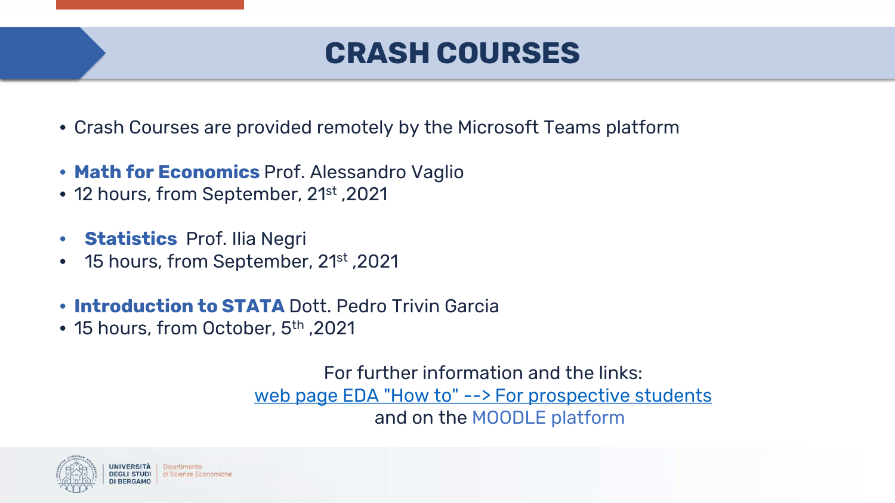# CRASH COURSES

- Crash Courses are provided remotely by the Microsoft Teams platform

- **Math for Economics** Prof. Alessandro Vaglio
- 12 hours, from September, 21st ,2021

- **Statistics** Prof. Ilia Negri
- 15 hours, from September, 21st ,2021

- **Introduction to STATA** Dott. Pedro Trivin Garcia
- 15 hours, from October, 5th ,2021

For further information and the links:
web page EDA "How to" --> For prospective students
and on the MOODLE platform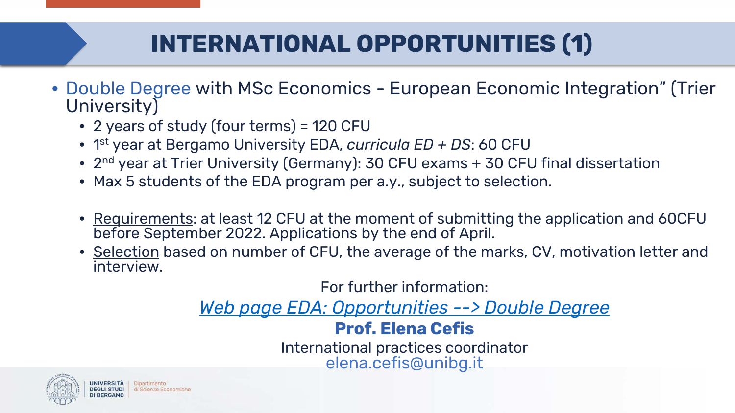# INTERNATIONAL OPPORTUNITIES (1)

- Double Degree with MSc Economics - European Economic Integration" (Trier University)
  - 2 years of study (four terms) = 120 CFU
  - 1st year at Bergamo University EDA, *curricula ED + DS*: 60 CFU
  - 2nd year at Trier University (Germany): 30 CFU exams + 30 CFU final dissertation
  - Max 5 students of the EDA program per a.y., subject to selection.

  - Requirements: at least 12 CFU at the moment of submitting the application and 60CFU before September 2022. Applications by the end of April.
  - Selection based on number of CFU, the average of the marks, CV, motivation letter and interview.

For further information:

*Web page EDA: Opportunities --> Double Degree*

**Prof. Elena Cefis**

International practices coordinator

elena.cefis@unibg.it

UNIVERSITÀ DEGLI STUDI DI BERGAMO | Dipartimento di Scienze Economiche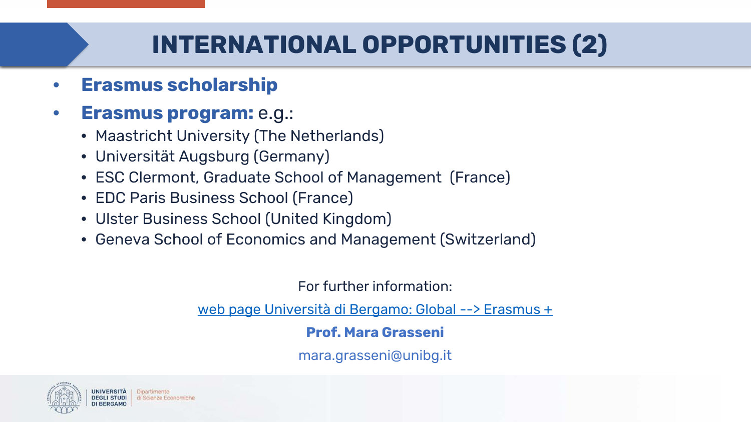# INTERNATIONAL OPPORTUNITIES (2)

- **Erasmus scholarship**
- **Erasmus program:** e.g.:
  - Maastricht University (The Netherlands)
  - Universität Augsburg (Germany)
  - ESC Clermont, Graduate School of Management (France)
  - EDC Paris Business School (France)
  - Ulster Business School (United Kingdom)
  - Geneva School of Economics and Management (Switzerland)

For further information:

web page Università di Bergamo: Global --> Erasmus +

**Prof. Mara Grasseni**

mara.grasseni@unibg.it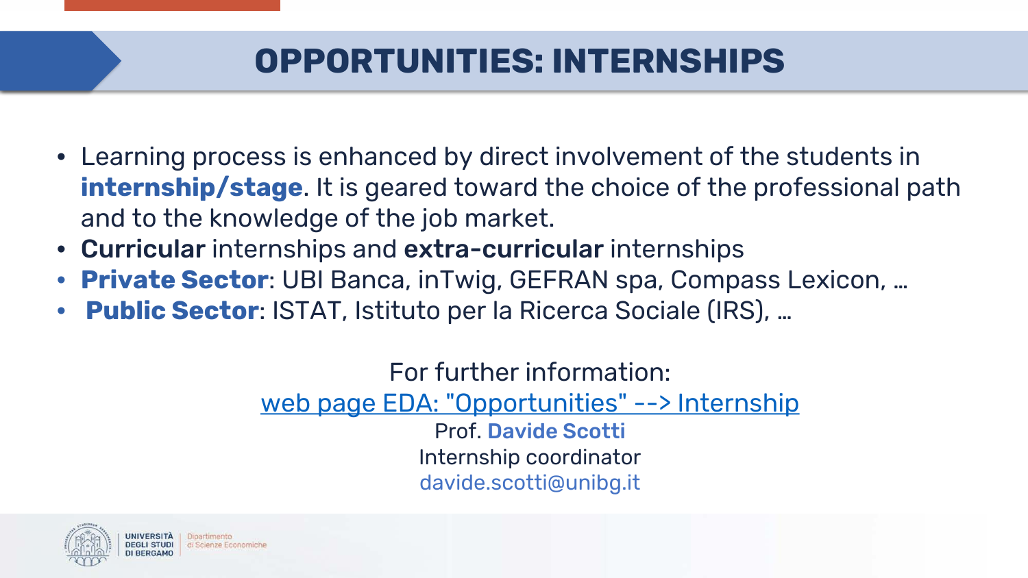# OPPORTUNITIES: INTERNSHIPS

- Learning process is enhanced by direct involvement of the students in **internship/stage**. It is geared toward the choice of the professional path and to the knowledge of the job market.
- **Curricular** internships and **extra-curricular** internships
- **Private Sector**: UBI Banca, inTwig, GEFRAN spa, Compass Lexicon, …
- **Public Sector**: ISTAT, Istituto per la Ricerca Sociale (IRS), …

For further information:

web page EDA: "Opportunities" --> Internship

Prof. **Davide Scotti**

Internship coordinator

davide.scotti@unibg.it

UNIVERSITÀ DEGLI STUDI DI BERGAMO | Dipartimento di Scienze Economiche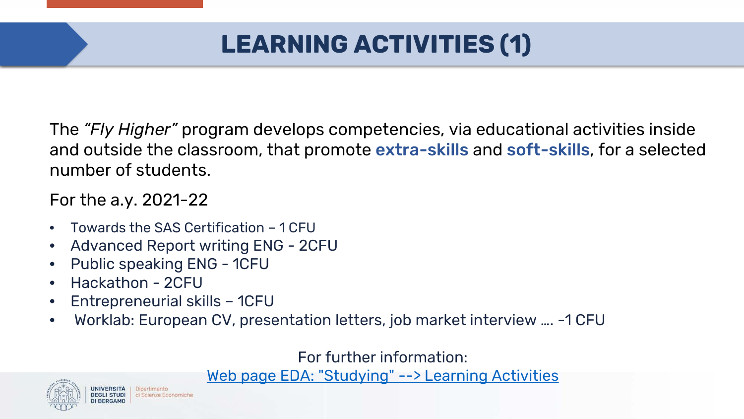# LEARNING ACTIVITIES (1)

The *"Fly Higher"* program develops competencies, via educational activities inside and outside the classroom, that promote **extra-skills** and **soft-skills**, for a selected number of students.

For the a.y. 2021-22

- Towards the SAS Certification – 1 CFU
- Advanced Report writing ENG - 2CFU
- Public speaking ENG - 1CFU
- Hackathon - 2CFU
- Entrepreneurial skills – 1CFU
- Worklab: European CV, presentation letters, job market interview …. -1 CFU

For further information:
Web page EDA: "Studying" --> Learning Activities

UNIVERSITÀ DEGLI STUDI DI BERGAMO | Dipartimento di Scienze Economiche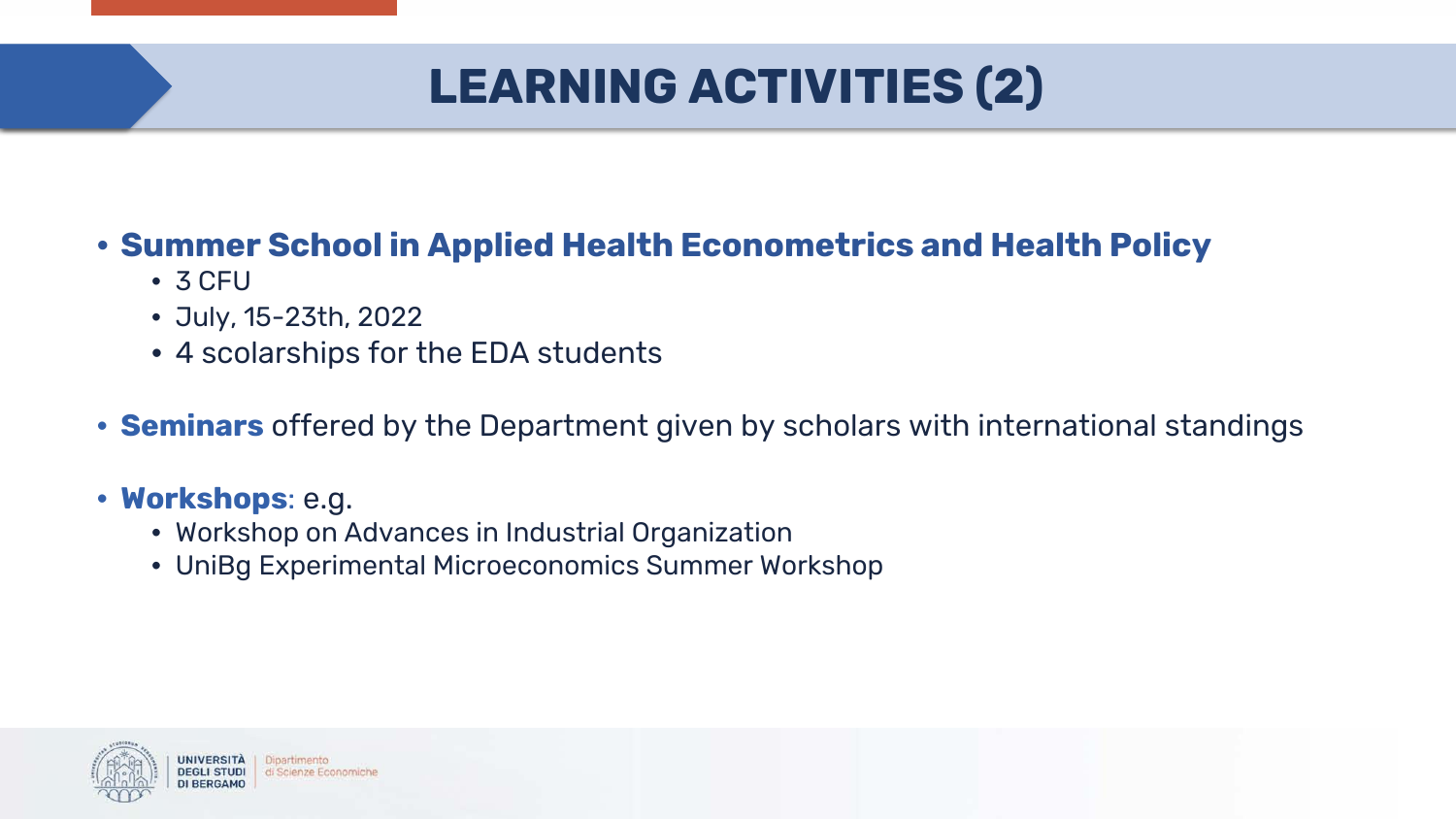# LEARNING ACTIVITIES (2)

- **Summer School in Applied Health Econometrics and Health Policy**
  - 3 CFU
  - July, 15-23th, 2022
  - 4 scolarships for the EDA students
- **Seminars** offered by the Department given by scholars with international standings
- **Workshops**: e.g.
  - Workshop on Advances in Industrial Organization
  - UniBg Experimental Microeconomics Summer Workshop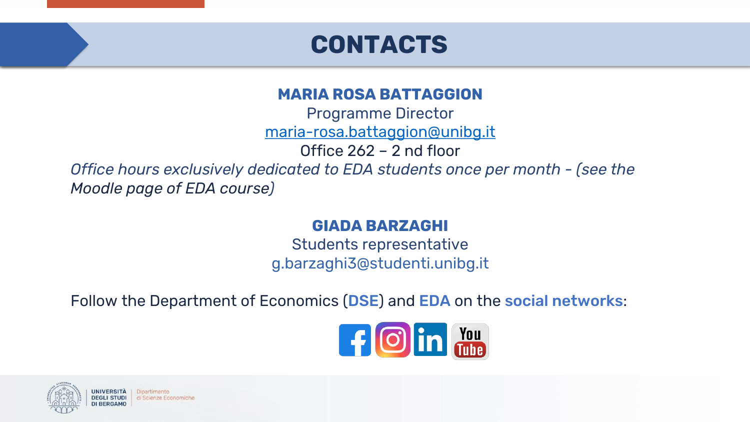# CONTACTS

**MARIA ROSA BATTAGGION**

Programme Director

maria-rosa.battaggion@unibg.it

Office 262 – 2 nd floor

*Office hours exclusively dedicated to EDA students once per month - (see the Moodle page of EDA course)*

**GIADA BARZAGHI**

Students representative

g.barzaghi3@studenti.unibg.it

Follow the Department of Economics (**DSE**) and **EDA** on the **social networks**: